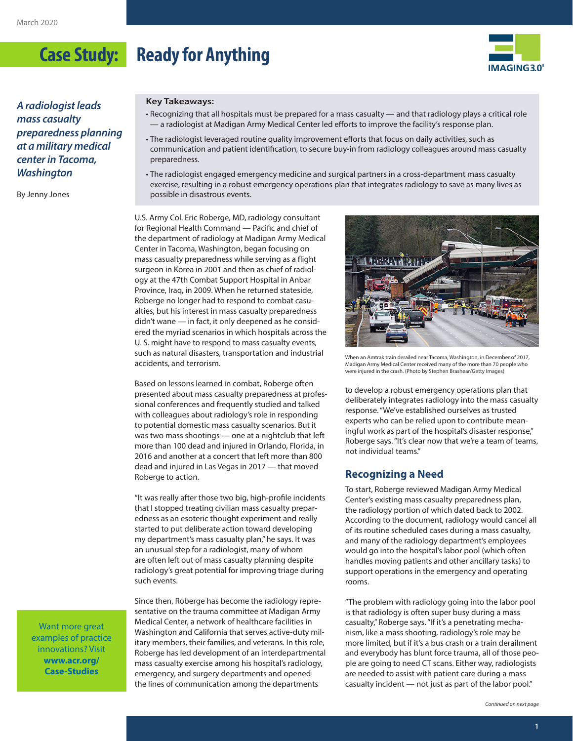# Case Study: Ready for Anything

*A radiologist leads mass casualty preparedness planning at a military medical center in Tacoma, Washington*

By Jenny Jones

**Key Takeaways:**

- Recognizing that all hospitals must be prepared for a mass casualty — and that radiology plays a critical role — a radiologist at Madigan Army Medical Center led efforts to improve the facility's response plan.
- The radiologist leveraged routine quality improvement efforts that focus on daily activities, such as communication and patient identification, to secure buy-in from radiology colleagues around mass casualty preparedness.
- The radiologist engaged emergency medicine and surgical partners in a cross-department mass casualty exercise, resulting in a robust emergency operations plan that integrates radiology to save as many lives as possible in disastrous events.

U.S. Army Col. Eric Roberge, MD, radiology consultant for Regional Health Command — Pacific and chief of the department of radiology at Madigan Army Medical Center in Tacoma, Washington, began focusing on mass casualty preparedness while serving as a flight surgeon in Korea in 2001 and then as chief of radiology at the 47th Combat Support Hospital in Anbar Province, Iraq, in 2009. When he returned stateside, Roberge no longer had to respond to combat casualties, but his interest in mass casualty preparedness didn't wane — in fact, it only deepened as he considered the myriad scenarios in which hospitals across the U. S. might have to respond to mass casualty events, such as natural disasters, transportation and industrial accidents, and terrorism.

Based on lessons learned in combat, Roberge often presented about mass casualty preparedness at professional conferences and frequently studied and talked with colleagues about radiology's role in responding to potential domestic mass casualty scenarios. But it was two mass shootings — one at a nightclub that left more than 100 dead and injured in Orlando, Florida, in 2016 and another at a concert that left more than 800 dead and injured in Las Vegas in 2017 — that moved Roberge to action.

"It was really after those two big, high-profile incidents that I stopped treating civilian mass casualty preparedness as an esoteric thought experiment and really started to put deliberate action toward developing my department's mass casualty plan," he says. It was an unusual step for a radiologist, many of whom are often left out of mass casualty planning despite radiology's great potential for improving triage during such events.

Since then, Roberge has become the radiology representative on the trauma committee at Madigan Army Medical Center, a network of healthcare facilities in Washington and California that serves active-duty military members, their families, and veterans. In this role, Roberge has led development of an interdepartmental mass casualty exercise among his hospital's radiology, emergency, and surgery departments and opened the lines of communication among the departments to develop a robust emergency operations plan that deliberately integrates radiology into the mass casualty response. "We've established ourselves as trusted experts who can be relied upon to contribute meaningful work as part of the hospital's disaster response," Roberge says. "It's clear now that we're a team of teams, not individual teams."

When an Amtrak train derailed near Tacoma, Washington, in December of 2017, Madigan Army Medical Center received many of the more than 70 people who were injured in the crash. (Photo by Stephen Brashear/Getty Images)

## Recognizing a Need

To start, Roberge reviewed Madigan Army Medical Center's existing mass casualty preparedness plan, the radiology portion of which dated back to 2002. According to the document, radiology would cancel all of its routine scheduled cases during a mass casualty, and many of the radiology department's employees would go into the hospital's labor pool (which often handles moving patients and other ancillary tasks) to support operations in the emergency and operating rooms.

"The problem with radiology going into the labor pool is that radiology is often super busy during a mass casualty," Roberge says. "If it's a penetrating mechanism, like a mass shooting, radiology's role may be more limited, but if it's a bus crash or a train derailment and everybody has blunt force trauma, all of those people are going to need CT scans. Either way, radiologists are needed to assist with patient care during a mass casualty incident — not just as part of the labor pool."

Want more great examples of practice innovations? Visit **www.acr.org/Case-Studies**

*Continued on next page*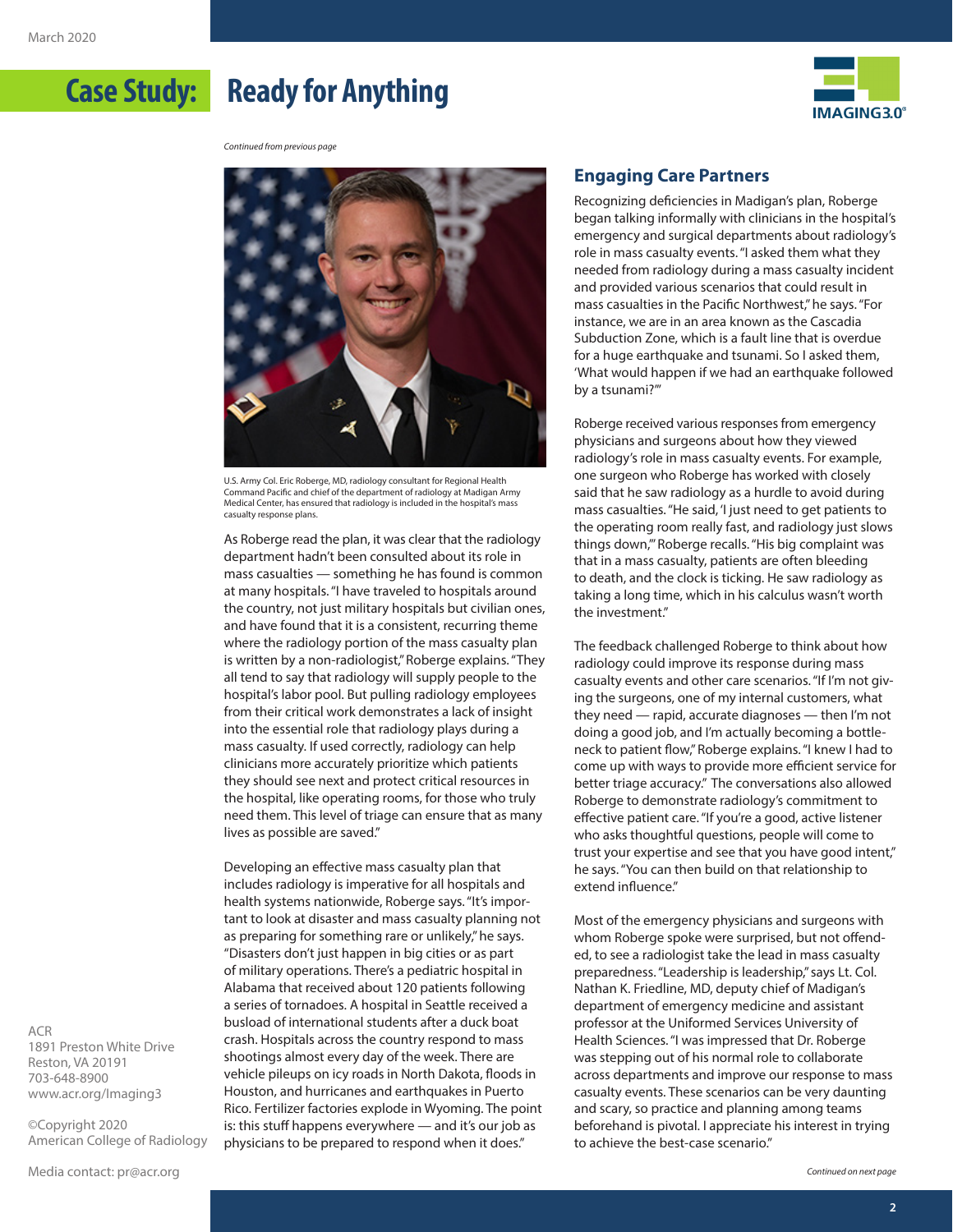# Case Study: Ready for Anything

*Continued from previous page*

U.S. Army Col. Eric Roberge, MD, radiology consultant for Regional Health Command Pacific and chief of the department of radiology at Madigan Army Medical Center, has ensured that radiology is included in the hospital's mass casualty response plans.

As Roberge read the plan, it was clear that the radiology department hadn't been consulted about its role in mass casualties — something he has found is common at many hospitals. "I have traveled to hospitals around the country, not just military hospitals but civilian ones, and have found that it is a consistent, recurring theme where the radiology portion of the mass casualty plan is written by a non-radiologist," Roberge explains. "They all tend to say that radiology will supply people to the hospital's labor pool. But pulling radiology employees from their critical work demonstrates a lack of insight into the essential role that radiology plays during a mass casualty. If used correctly, radiology can help clinicians more accurately prioritize which patients they should see next and protect critical resources in the hospital, like operating rooms, for those who truly need them. This level of triage can ensure that as many lives as possible are saved."

Developing an effective mass casualty plan that includes radiology is imperative for all hospitals and health systems nationwide, Roberge says. "It's important to look at disaster and mass casualty planning not as preparing for something rare or unlikely," he says. "Disasters don't just happen in big cities or as part of military operations. There's a pediatric hospital in Alabama that received about 120 patients following a series of tornadoes. A hospital in Seattle received a busload of international students after a duck boat crash. Hospitals across the country respond to mass shootings almost every day of the week. There are vehicle pileups on icy roads in North Dakota, floods in Houston, and hurricanes and earthquakes in Puerto Rico. Fertilizer factories explode in Wyoming. The point is: this stuff happens everywhere — and it's our job as physicians to be prepared to respond when it does."

## Engaging Care Partners

Recognizing deficiencies in Madigan's plan, Roberge began talking informally with clinicians in the hospital's emergency and surgical departments about radiology's role in mass casualty events. "I asked them what they needed from radiology during a mass casualty incident and provided various scenarios that could result in mass casualties in the Pacific Northwest," he says. "For instance, we are in an area known as the Cascadia Subduction Zone, which is a fault line that is overdue for a huge earthquake and tsunami. So I asked them, 'What would happen if we had an earthquake followed by a tsunami?'"

Roberge received various responses from emergency physicians and surgeons about how they viewed radiology's role in mass casualty events. For example, one surgeon who Roberge has worked with closely said that he saw radiology as a hurdle to avoid during mass casualties. "He said, 'I just need to get patients to the operating room really fast, and radiology just slows things down,'" Roberge recalls. "His big complaint was that in a mass casualty, patients are often bleeding to death, and the clock is ticking. He saw radiology as taking a long time, which in his calculus wasn't worth the investment."

The feedback challenged Roberge to think about how radiology could improve its response during mass casualty events and other care scenarios. "If I'm not giving the surgeons, one of my internal customers, what they need — rapid, accurate diagnoses — then I'm not doing a good job, and I'm actually becoming a bottleneck to patient flow," Roberge explains. "I knew I had to come up with ways to provide more efficient service for better triage accuracy." The conversations also allowed Roberge to demonstrate radiology's commitment to effective patient care. "If you're a good, active listener who asks thoughtful questions, people will come to trust your expertise and see that you have good intent," he says. "You can then build on that relationship to extend influence."

Most of the emergency physicians and surgeons with whom Roberge spoke were surprised, but not offended, to see a radiologist take the lead in mass casualty preparedness. "Leadership is leadership," says Lt. Col. Nathan K. Friedline, MD, deputy chief of Madigan's department of emergency medicine and assistant professor at the Uniformed Services University of Health Sciences. "I was impressed that Dr. Roberge was stepping out of his normal role to collaborate across departments and improve our response to mass casualty events. These scenarios can be very daunting and scary, so practice and planning among teams beforehand is pivotal. I appreciate his interest in trying to achieve the best-case scenario."

*Continued on next page*

ACR
1891 Preston White Drive
Reston, VA 20191
703-648-8900
www.acr.org/Imaging3

©Copyright 2020
American College of Radiology

Media contact: pr@acr.org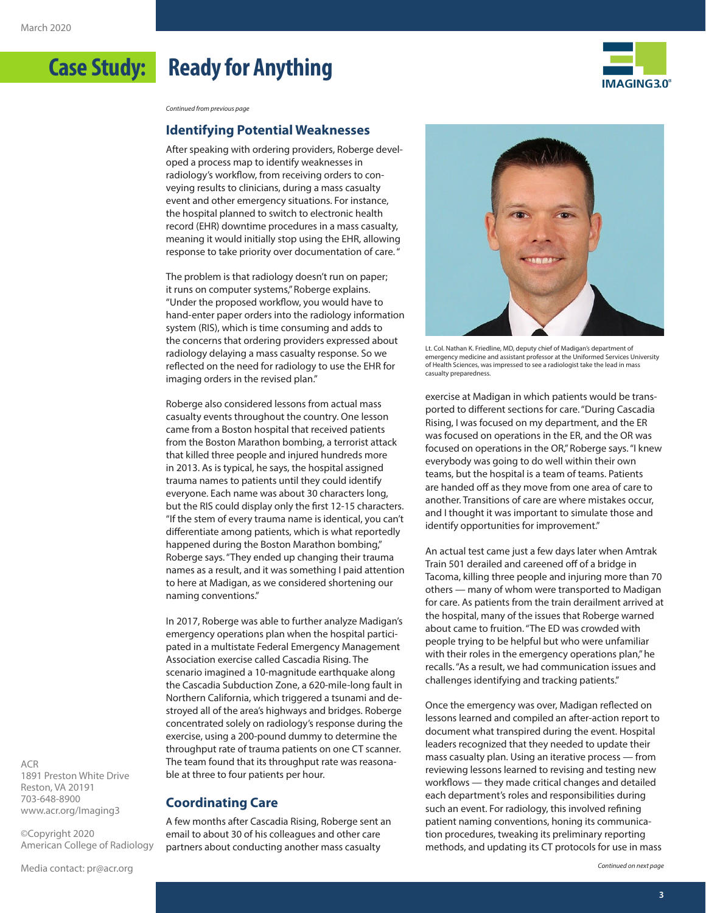# Case Study: Ready for Anything

*Continued from previous page*

## Identifying Potential Weaknesses

After speaking with ordering providers, Roberge developed a process map to identify weaknesses in radiology's workflow, from receiving orders to conveying results to clinicians, during a mass casualty event and other emergency situations. For instance, the hospital planned to switch to electronic health record (EHR) downtime procedures in a mass casualty, meaning it would initially stop using the EHR, allowing response to take priority over documentation of care. "

The problem is that radiology doesn't run on paper; it runs on computer systems," Roberge explains. "Under the proposed workflow, you would have to hand-enter paper orders into the radiology information system (RIS), which is time consuming and adds to the concerns that ordering providers expressed about radiology delaying a mass casualty response. So we reflected on the need for radiology to use the EHR for imaging orders in the revised plan."

Roberge also considered lessons from actual mass casualty events throughout the country. One lesson came from a Boston hospital that received patients from the Boston Marathon bombing, a terrorist attack that killed three people and injured hundreds more in 2013. As is typical, he says, the hospital assigned trauma names to patients until they could identify everyone. Each name was about 30 characters long, but the RIS could display only the first 12-15 characters. "If the stem of every trauma name is identical, you can't differentiate among patients, which is what reportedly happened during the Boston Marathon bombing," Roberge says. "They ended up changing their trauma names as a result, and it was something I paid attention to here at Madigan, as we considered shortening our naming conventions."

In 2017, Roberge was able to further analyze Madigan's emergency operations plan when the hospital participated in a multistate Federal Emergency Management Association exercise called Cascadia Rising. The scenario imagined a 10-magnitude earthquake along the Cascadia Subduction Zone, a 620-mile-long fault in Northern California, which triggered a tsunami and destroyed all of the area's highways and bridges. Roberge concentrated solely on radiology's response during the exercise, using a 200-pound dummy to determine the throughput rate of trauma patients on one CT scanner. The team found that its throughput rate was reasonable at three to four patients per hour.

## Coordinating Care

A few months after Cascadia Rising, Roberge sent an email to about 30 of his colleagues and other care partners about conducting another mass casualty exercise at Madigan in which patients would be transported to different sections for care. "During Cascadia Rising, I was focused on my department, and the ER was focused on operations in the ER, and the OR was focused on operations in the OR," Roberge says. "I knew everybody was going to do well within their own teams, but the hospital is a team of teams. Patients are handed off as they move from one area of care to another. Transitions of care are where mistakes occur, and I thought it was important to simulate those and identify opportunities for improvement."

Lt. Col. Nathan K. Friedline, MD, deputy chief of Madigan's department of emergency medicine and assistant professor at the Uniformed Services University of Health Sciences, was impressed to see a radiologist take the lead in mass casualty preparedness.

An actual test came just a few days later when Amtrak Train 501 derailed and careened off of a bridge in Tacoma, killing three people and injuring more than 70 others — many of whom were transported to Madigan for care. As patients from the train derailment arrived at the hospital, many of the issues that Roberge warned about came to fruition. "The ED was crowded with people trying to be helpful but who were unfamiliar with their roles in the emergency operations plan," he recalls. "As a result, we had communication issues and challenges identifying and tracking patients."

Once the emergency was over, Madigan reflected on lessons learned and compiled an after-action report to document what transpired during the event. Hospital leaders recognized that they needed to update their mass casualty plan. Using an iterative process — from reviewing lessons learned to revising and testing new workflows — they made critical changes and detailed each department's roles and responsibilities during such an event. For radiology, this involved refining patient naming conventions, honing its communication procedures, tweaking its preliminary reporting methods, and updating its CT protocols for use in mass

*Continued on next page*

ACR
1891 Preston White Drive
Reston, VA 20191
703-648-8900
www.acr.org/Imaging3

©Copyright 2020
American College of Radiology

Media contact: pr@acr.org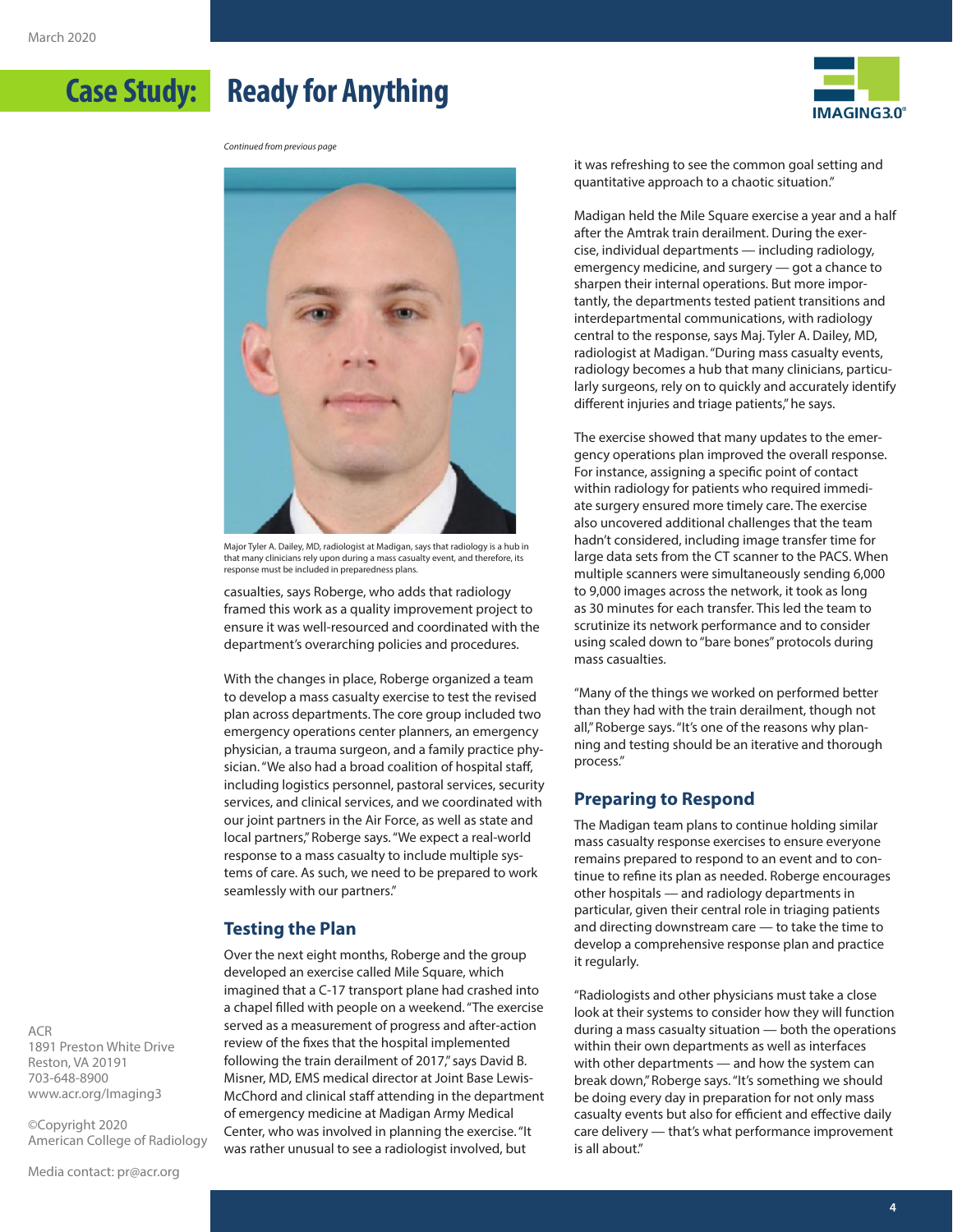# Case Study: Ready for Anything

*Continued from previous page*

Major Tyler A. Dailey, MD, radiologist at Madigan, says that radiology is a hub in that many clinicians rely upon during a mass casualty event, and therefore, its response must be included in preparedness plans.

casualties, says Roberge, who adds that radiology framed this work as a quality improvement project to ensure it was well-resourced and coordinated with the department's overarching policies and procedures.

With the changes in place, Roberge organized a team to develop a mass casualty exercise to test the revised plan across departments. The core group included two emergency operations center planners, an emergency physician, a trauma surgeon, and a family practice physician. "We also had a broad coalition of hospital staff, including logistics personnel, pastoral services, security services, and clinical services, and we coordinated with our joint partners in the Air Force, as well as state and local partners," Roberge says. "We expect a real-world response to a mass casualty to include multiple systems of care. As such, we need to be prepared to work seamlessly with our partners."

## Testing the Plan

Over the next eight months, Roberge and the group developed an exercise called Mile Square, which imagined that a C-17 transport plane had crashed into a chapel filled with people on a weekend. "The exercise served as a measurement of progress and after-action review of the fixes that the hospital implemented following the train derailment of 2017," says David B. Misner, MD, EMS medical director at Joint Base Lewis-McChord and clinical staff attending in the department of emergency medicine at Madigan Army Medical Center, who was involved in planning the exercise. "It was rather unusual to see a radiologist involved, but it was refreshing to see the common goal setting and quantitative approach to a chaotic situation."

Madigan held the Mile Square exercise a year and a half after the Amtrak train derailment. During the exercise, individual departments — including radiology, emergency medicine, and surgery — got a chance to sharpen their internal operations. But more importantly, the departments tested patient transitions and interdepartmental communications, with radiology central to the response, says Maj. Tyler A. Dailey, MD, radiologist at Madigan. "During mass casualty events, radiology becomes a hub that many clinicians, particularly surgeons, rely on to quickly and accurately identify different injuries and triage patients," he says.

The exercise showed that many updates to the emergency operations plan improved the overall response. For instance, assigning a specific point of contact within radiology for patients who required immediate surgery ensured more timely care. The exercise also uncovered additional challenges that the team hadn't considered, including image transfer time for large data sets from the CT scanner to the PACS. When multiple scanners were simultaneously sending 6,000 to 9,000 images across the network, it took as long as 30 minutes for each transfer. This led the team to scrutinize its network performance and to consider using scaled down to "bare bones" protocols during mass casualties.

"Many of the things we worked on performed better than they had with the train derailment, though not all," Roberge says. "It's one of the reasons why planning and testing should be an iterative and thorough process."

## Preparing to Respond

The Madigan team plans to continue holding similar mass casualty response exercises to ensure everyone remains prepared to respond to an event and to continue to refine its plan as needed. Roberge encourages other hospitals — and radiology departments in particular, given their central role in triaging patients and directing downstream care — to take the time to develop a comprehensive response plan and practice it regularly.

"Radiologists and other physicians must take a close look at their systems to consider how they will function during a mass casualty situation — both the operations within their own departments as well as interfaces with other departments — and how the system can break down," Roberge says. "It's something we should be doing every day in preparation for not only mass casualty events but also for efficient and effective daily care delivery — that's what performance improvement is all about."

ACR
1891 Preston White Drive
Reston, VA 20191
703-648-8900
www.acr.org/Imaging3

©Copyright 2020
American College of Radiology

Media contact: pr@acr.org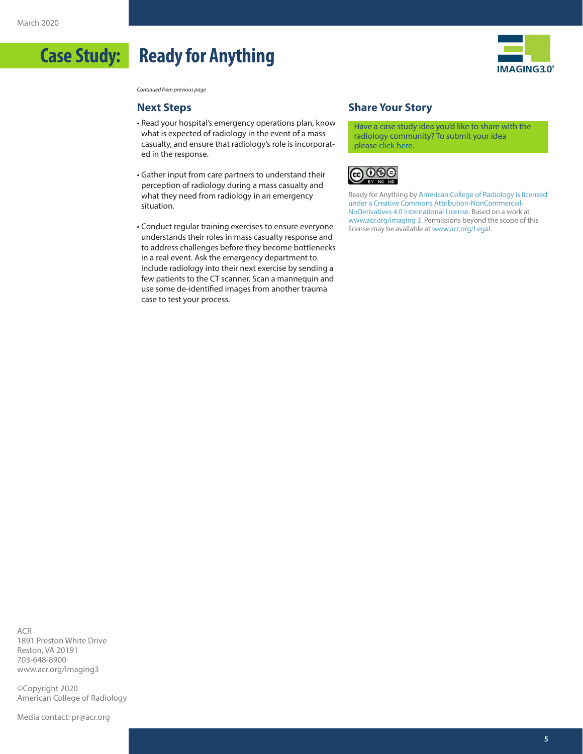# Case Study: Ready for Anything

*Continued from previous page*

## Next Steps

- Read your hospital's emergency operations plan, know what is expected of radiology in the event of a mass casualty, and ensure that radiology's role is incorporated in the response.
- Gather input from care partners to understand their perception of radiology during a mass casualty and what they need from radiology in an emergency situation.
- Conduct regular training exercises to ensure everyone understands their roles in mass casualty response and to address challenges before they become bottlenecks in a real event. Ask the emergency department to include radiology into their next exercise by sending a few patients to the CT scanner. Scan a mannequin and use some de-identified images from another trauma case to test your process.

## Share Your Story

Have a case study idea you'd like to share with the radiology community? To submit your idea please click here.

Ready for Anything by American College of Radiology is licensed under a Creative Commons Attribution-NonCommercial-NoDerivatives 4.0 International License. Based on a work at www.acr.org/imaging 3. Permissions beyond the scope of this license may be available at www.acr.org/Legal.

ACR
1891 Preston White Drive
Reston, VA 20191
703-648-8900
www.acr.org/Imaging3

©Copyright 2020
American College of Radiology

Media contact: pr@acr.org